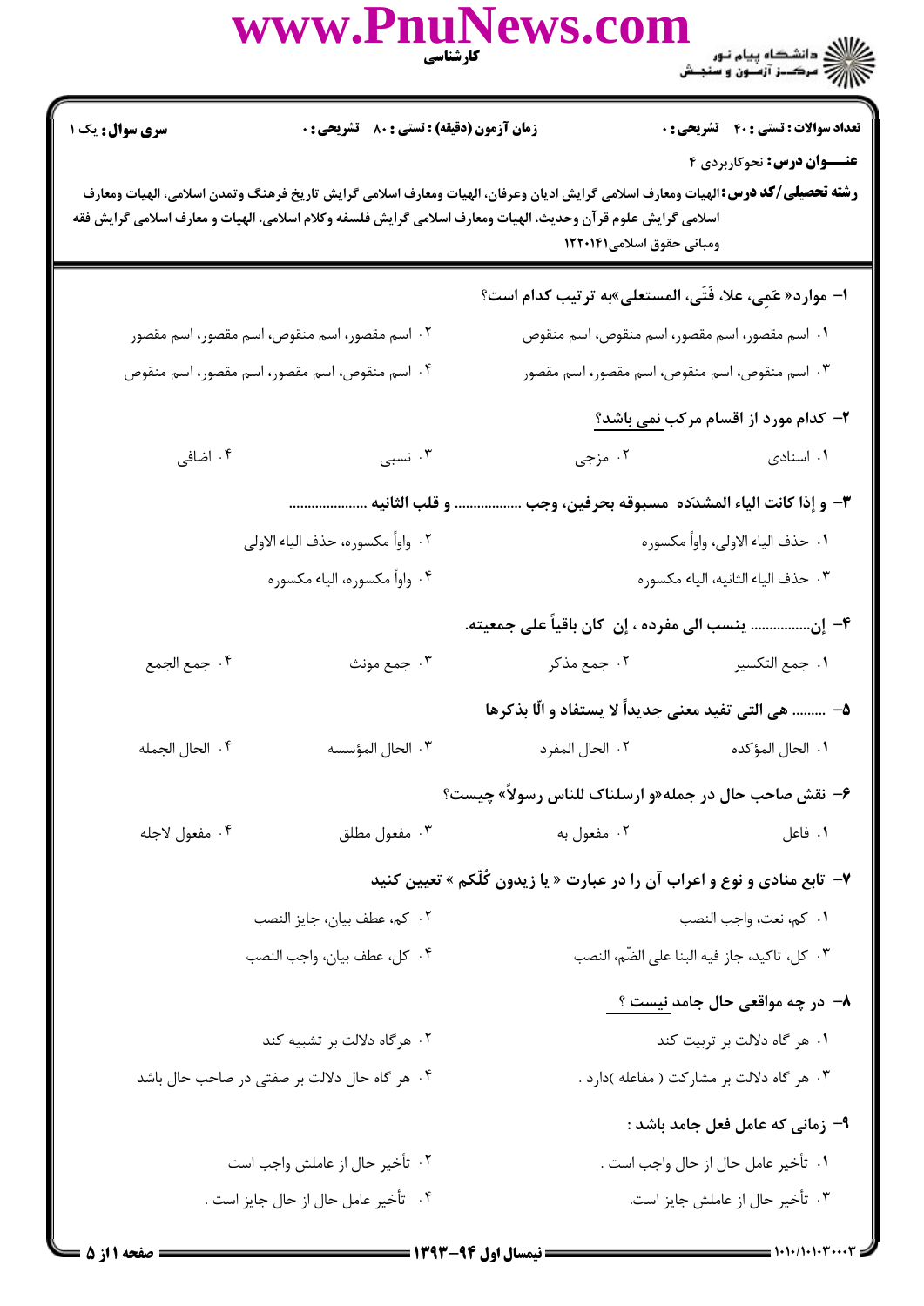**تعداد سوالات : تستی : ۴۰ تشریحی : ۰** | **زمان آزمون (دقیقه) : تستی : ۸۰ تشریحی : ۰** | **سری سوال : یک ۱**

**عنـــوان درس:** نحوکاربردی ۴

**رشته تحصیلی/کد درس:** الهیات ومعارف اسلامی گرایش ادیان وعرفان، الهیات ومعارف اسلامی گرایش تاریخ فرهنگ وتمدن اسلامی، الهیات ومعارف اسلامی گرایش علوم قرآن وحدیث، الهیات ومعارف اسلامی گرایش فلسفه وکلام اسلامی، الهیات و معارف اسلامی گرایش فقه ومبانی حقوق اسلامی۱۲۲۰۱۴۱

۱- موارد« عَمِی، علاء، فَتَی، المستعلی»به ترتیب کدام است؟

۱. اسم مقصور، اسم مقصور، اسم منقوص، اسم منقوص
۲. اسم مقصور، اسم منقوص، اسم مقصور، اسم مقصور
۳. اسم منقوص، اسم منقوص، اسم مقصور، اسم مقصور
۴. اسم منقوص، اسم منقوص، اسم مقصور، اسم منقوص

۲- کدام مورد از اقسام مرکب **نمی باشد؟**

۱. اسنادی
۲. مزجی
۳. نسبی
۴. اضافی

۳- و إذا کانت الیاء المشدّده مسبوقه بحرفین، وجب ................. و قلب الثانیه ....................

۱. حذف الیاء الاولی، واواً مکسوره
۲. واواً مکسوره، حذف الیاء الاولی
۳. حذف الیاء الثانیه، الیاء مکسوره
۴. واواً مکسوره، الیاء مکسوره

۴- إن................ ینسب الی مفرده ، إن کان باقیاً علی جمعیته.

۱. جمع التکسیر
۲. جمع مذکر
۳. جمع مونث
۴. جمع الجمع

۵- ......... هی التی تفید معنی جدیداً لا یستفاد و الّا بذکرها

۱. الحال المؤکده
۲. الحال المفرد
۳. الحال المؤسسه
۴. الحال الجمله

۶- نقش صاحب حال در جمله«و ارسلناک للناس رسولاً» چیست؟

۱. فاعل
۲. مفعول به
۳. مفعول مطلق
۴. مفعول لاجله

۷- تابع منادی و نوع و اعراب آن را در عبارت « یا زیدون کُلّکم » تعیین کنید

۱. کم، نعت، واجب النصب
۲. کم، عطف بیان، جایز النصب
۳. کل، تاکید، جاز فیه البنا علی الضّم، النصب
۴. کل، عطف بیان، واجب النصب

۸- در چه مواقعی حال جامد **نیست** ؟

۱. هر گاه دلالت بر تربیت کند
۲. هرگاه دلالت بر تشبیه کند
۳. هر گاه دلالت بر مشارکت ( مفاعله )دارد .
۴. هر گاه حال دلالت بر صفتی در صاحب حال باشد

۹- زمانی که عامل فعل جامد باشد :

۱. تأخیر عامل حال از حال واجب است .
۲. تأخیر حال از عاملش واجب است
۳. تأخیر حال از عاملش جایز است.
۴. تأخیر عامل حال از حال جایز است .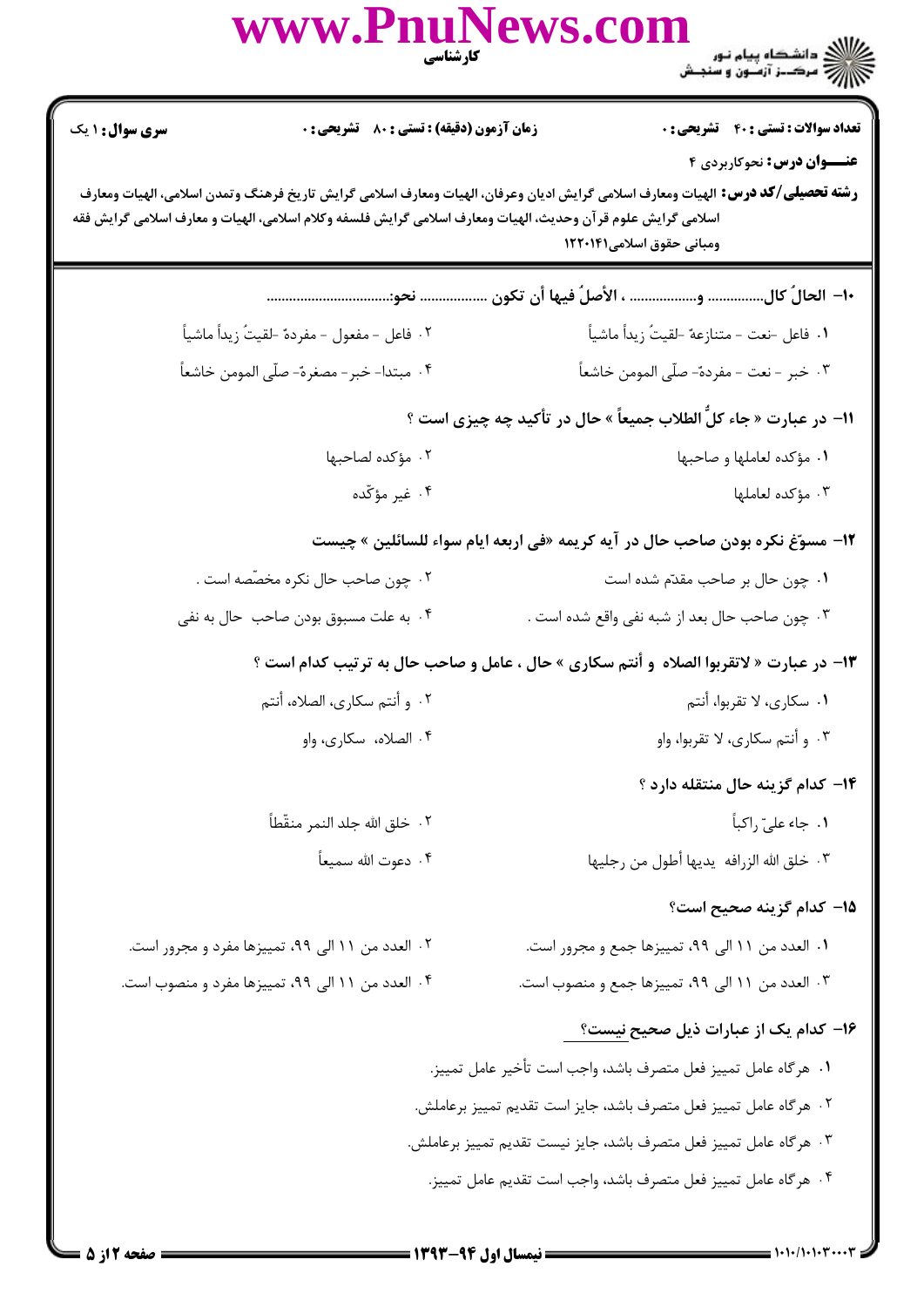**تعداد سوالات : تستی : ۴۰ تشریحی : ۰** | **زمان آزمون (دقیقه) : تستی : ۸۰ تشریحی : ۰** | **سری سوال : ۱ یک**

**عنـــوان درس:** نحوکاربردی ۴

**رشته تحصیلی/کد درس:** الهیات ومعارف اسلامی گرایش ادیان وعرفان، الهیات ومعارف اسلامی گرایش تاریخ فرهنگ وتمدن اسلامی، الهیات ومعارف اسلامی گرایش علوم قرآن وحدیث، الهیات ومعارف اسلامی گرایش فلسفه وکلام اسلامی، الهیات و معارف اسلامی گرایش فقه ومبانی حقوق اسلامی۱۲۲۰۱۴۱

**۱۰- الحالُ کال.............. و................. ، الأصلُ فیها أن تکون ................. نحو:...............................**

۱. فاعل -نعت - متنازعهٔ -لقیتُ زیداً ماشیاً

۲. فاعل - مفعول - مفردهٔ -لقیتُ زیداً ماشیاً

۳. خبر - نعت - مفردهٔ- صلّی المومن خاشعاً

۴. مبتدا- خبر- مصغرهٔ- صلّی المومن خاشعاً

**۱۱- در عبارت « جاء کلُّ الطلاب جمیعاً » حال در تأکید چه چیزی است ؟**

۱. مؤکده لعاملها و صاحبها

۲. مؤکده لصاحبها

۳. مؤکده لعاملها

۴. غیر مؤکّده

**۱۲- مسوّغ نکره بودن صاحب حال در آیه کریمه «فی اربعه ایام سواء للسائلین » چیست**

۱. چون حال بر صاحب مقدّم شده است

۲. چون صاحب حال نکره مخصّصه است .

۳. چون صاحب حال بعد از شبه نفی واقع شده است .

۴. به علت مسبوق بودن صاحب حال به نفی

**۱۳- در عبارت « لاتقربوا الصلاه و أنتم سکاری » حال ، عامل و صاحب حال به ترتیب کدام است ؟**

۱. سکاری، لا تقربوا، أنتم

۲. و أنتم سکاری، الصلاه، أنتم

۳. و أنتم سکاری، لا تقربوا، واو

۴. الصلاه، سکاری، واو

**۱۴- کدام گزینه حال منتقله دارد ؟**

۱. جاء علیّ راکباً

۲. خلق الله جلد النمر منقّطاً

۳. خلق الله الزرافه یدیها أطول من رجلیها

۴. دعوت الله سمیعاً

**۱۵- کدام گزینه صحیح است؟**

۱. العدد من ۱۱ الی ۹۹، تمییزها جمع و مجرور است.

۲. العدد من ۱۱ الی ۹۹، تمییزها مفرد و مجرور است.

۳. العدد من ۱۱ الی ۹۹، تمییزها جمع و منصوب است.

۴. العدد من ۱۱ الی ۹۹، تمییزها مفرد و منصوب است.

**۱۶- کدام یک از عبارات ذیل صحیح نیست؟**

۱. هرگاه عامل تمییز فعل متصرف باشد، واجب است تأخیر عامل تمییز.

۲. هرگاه عامل تمییز فعل متصرف باشد، جایز است تقدیم تمییز برعاملش.

۳. هرگاه عامل تمییز فعل متصرف باشد، جایز نیست تقدیم تمییز برعاملش.

۴. هرگاه عامل تمییز فعل متصرف باشد، واجب است تقدیم عامل تمییز.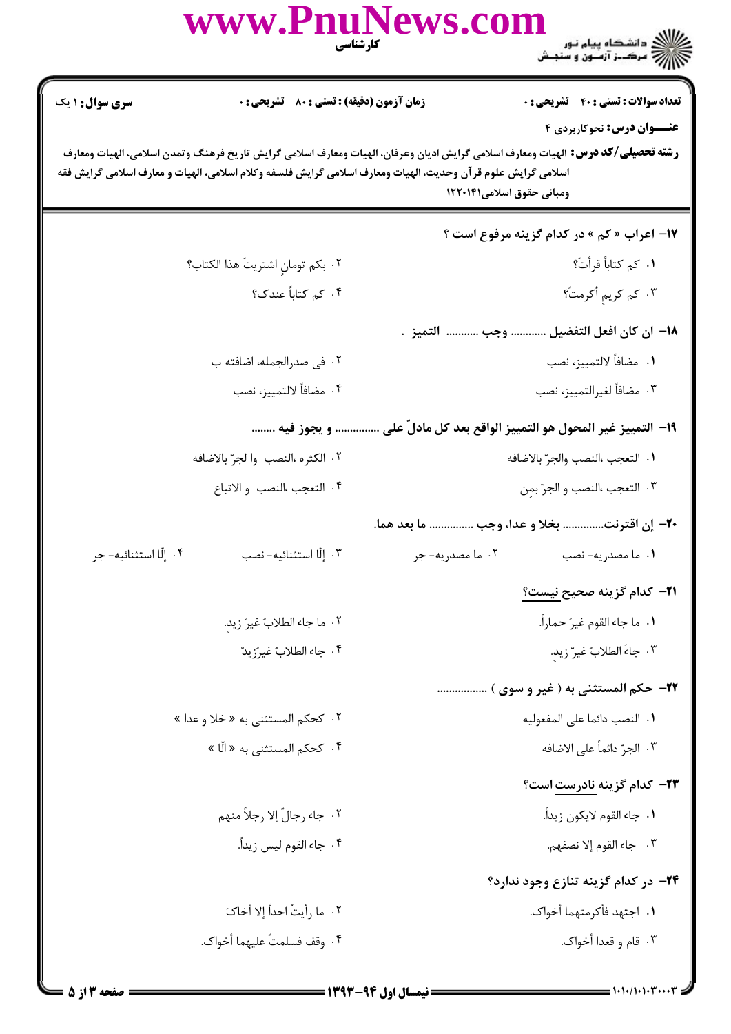**۱۷- اعراب « کم » در کدام گزینه مرفوع است ؟**

۱. کم کتاباً قرأتَ؟

۲. بکم تومانٍ اشتریتَ هذا الکتاب؟

۳. کم کریمٍ أکرمتُ؟

۴. کم کتاباً عندک؟

**۱۸- ان کان افعل التفضیل ........... وجب .......... التمیز .**

۱. مضافاً لالتمییز، نصب

۲. فی صدرالجمله، اضافته ب

۳. مضافاً لغیرالتمییز، نصب

۴. مضافاً لالتمییز، نصب

**۱۹- التمییز غیر المحول هو التمییز الواقع بعد کل مادلّ علی ............... و یجوز فیه ........**

۱. التعجب ،النصب والجرّ بالاضافه

۲. الکثره ،النصب وا لجرّ بالاضافه

۳. التعجب ،النصب و الجرّ بمِن

۴. التعجب ،النصب و الاتباع

**۲۰- إن اقترنت............. بخلا و عدا، وجب .............. ما بعد هما.**

۱. ما مصدریه- نصب

۲. ما مصدریه- جر

۳. إلّا استثنائیه- نصب

۴. إلّا استثنائیه- جر

**۲۱- کدام گزینه صحیح نیست؟**

۱. ما جاء القوم غیرَ حماراً.

۲. ما جاء الطلابُ غیرَ زیدٍ.

۳. جاءَ الطلابُ غیرُ زیدٍ.

۴. جاء الطلابُ غیرُزیدٌ

**۲۲- حکم المستثنی به ( غیر و سوی ) .................**

۱. النصب دائما علی المفعولیه

۲. کحکم المستثنی به « خلا و عدا »

۳. الجرّ دائماً علی الاضافه

۴. کحکم المستثنی به « الّا »

**۲۳- کدام گزینه نادرست است؟**

۱. جاء القوم لایکون زیداً.

۲. جاء رجالٌ إلا رجلاً منهم

۳. جاء القوم إلا نصفهم.

۴. جاء القوم لیس زیداً.

**۲۴- در کدام گزینه تنازع وجود ندارد؟**

۱. اجتهد فأکرمتهما أخواک.

۲. ما رأیتُ احداً إلا أخاکَ

۳. قام و قعدا أخواک.

۴. وقف فسلمتُ علیهما أخواک.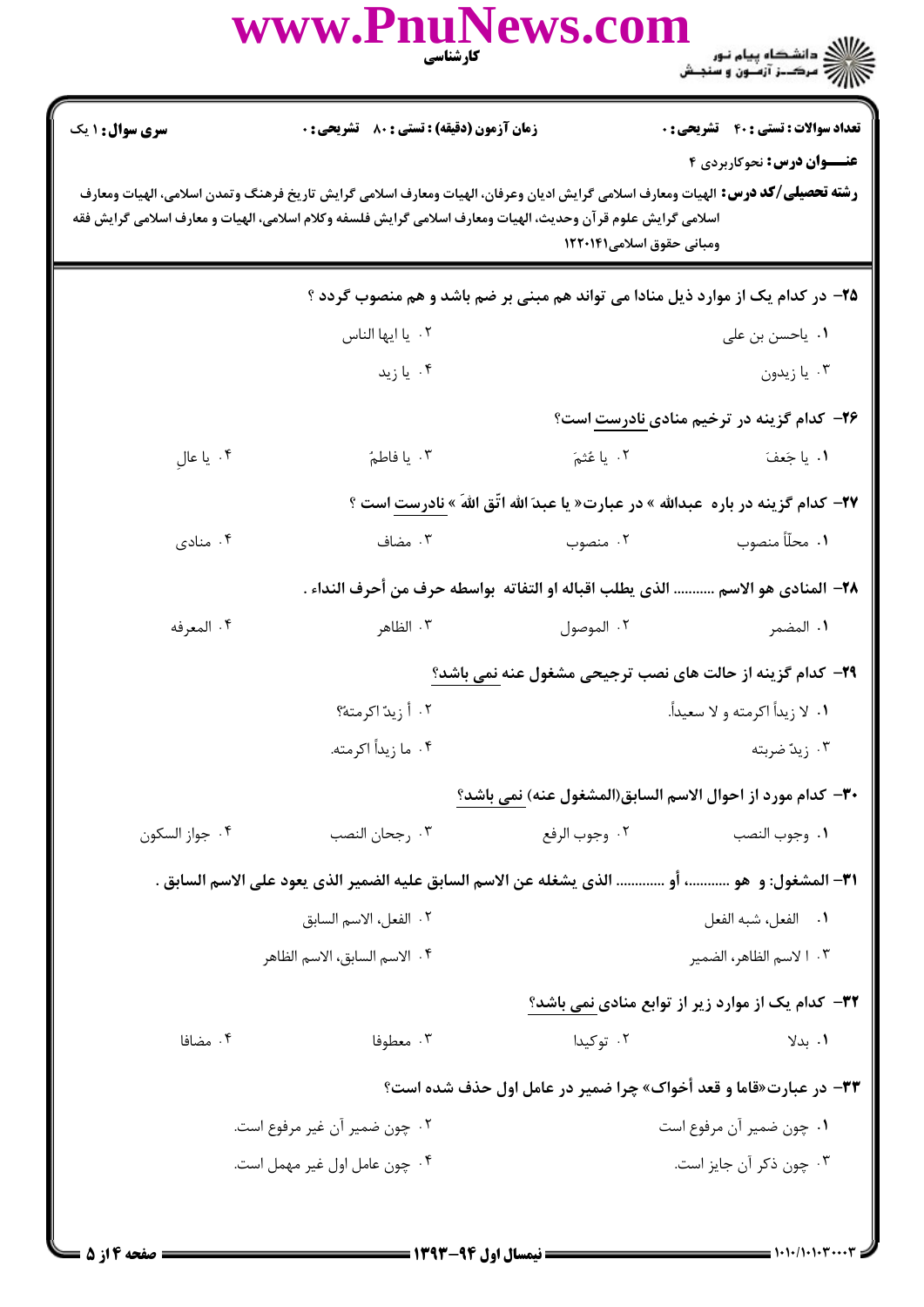**سری سوال:** ۱ یک

**زمان آزمون (دقیقه) : تستی :** ۸۰ **تشریحی :** ۰

**تعداد سوالات : تستی :** ۴۰ **تشریحی :** ۰

**عنـــوان درس:** نحوکاربردی ۴

**رشته تحصیلی/کد درس:** الهیات ومعارف اسلامی گرایش ادیان وعرفان، الهیات ومعارف اسلامی گرایش تاریخ فرهنگ وتمدن اسلامی، الهیات ومعارف اسلامی گرایش علوم قرآن وحدیث، الهیات ومعارف اسلامی گرایش فلسفه وکلام اسلامی، الهیات و معارف اسلامی گرایش فقه ومبانی حقوق اسلامی۱۲۲۰۱۴۱

---

**۲۵- در کدام یک از موارد ذیل منادا می تواند هم مبنی بر ضم باشد و هم منصوب گردد ؟**

۱. یاحسن بن علی

۲. یا ایها الناس

۳. یا زیدون

۴. یا زید

**۲۶- کدام گزینه در ترخیم منادی نادرست است؟**

۱. یا جَعفَ

۲. یا عُثمَ

۳. یا فاطمُ

۴. یا عالِ

**۲۷- کدام گزینه در باره عبدالله » در عبارت« یا عبدَ الله اتّق اللهَ » نادرست است ؟**

۱. محلّاً منصوب

۲. منصوب

۳. مضاف

۴. منادی

**۲۸- المنادی هو الاسم ........... الذی یطلب اقباله او التفاته بواسطه حرف من أحرف النداء .**

۱. المضمر

۲. الموصول

۳. الظاهر

۴. المعرفه

**۲۹- کدام گزینه از حالت های نصب ترجیحی مشغول عنه نمی باشد؟**

۱. لا زیداً اکرمته و لا سعیداً.

۲. أ زیدٌ اکرمتهٌ؟

۳. زیدٌ ضربته

۴. ما زیداً اکرمته.

**۳۰- کدام مورد از احوال الاسم السابق(المشغول عنه) نمی باشد؟**

۱. وجوب النصب

۲. وجوب الرفع

۳. رجحان النصب

۴. جواز السکون

**۳۱- المشغول: و هو ..........، أو ............ الذی یشغله عن الاسم السابق علیه الضمیر الذی یعود علی الاسم السابق .**

۱. الفعل، شبه الفعل

۲. الفعل، الاسم السابق

۳. ا لاسم الظاهر، الضمیر

۴. الاسم السابق، الاسم الظاهر

**۳۲- کدام یک از موارد زیر از توابع منادی نمی باشد؟**

۱. بدلا

۲. توکیدا

۳. معطوفا

۴. مضافا

**۳۳- در عبارت«قاما و قعد أخواک» چرا ضمیر در عامل اول حذف شده است؟**

۱. چون ضمیر آن مرفوع است

۲. چون ضمیر آن غیر مرفوع است.

۳. چون ذکر آن جایز است.

۴. چون عامل اول غیر مهمل است.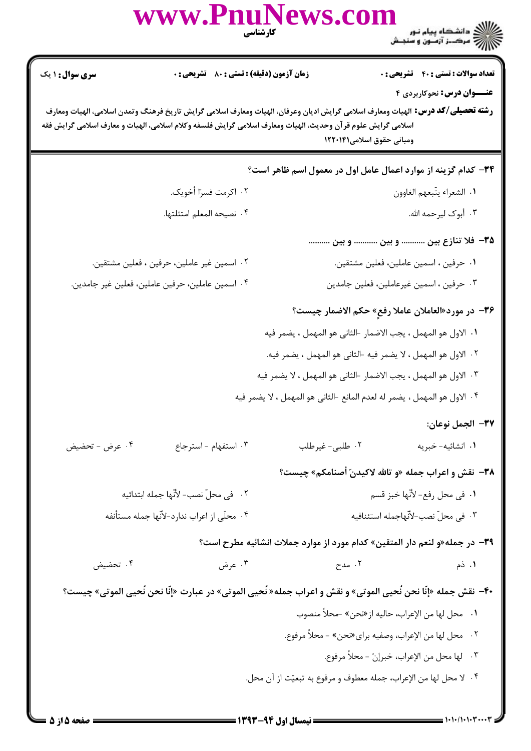**سری سؤال:** ۱ یک | **زمان آزمون (دقیقه):** تستی: ۸۰ تشریحی: ۰ | **تعداد سوالات:** تستی: ۴۰ تشریحی: ۰

**عنـــوان درس:** نحوکاربردی ۴

**رشته تحصیلی/کد درس:** الهیات ومعارف اسلامی گرایش ادیان وعرفان، الهیات ومعارف اسلامی گرایش تاریخ فرهنگ وتمدن اسلامی، الهیات ومعارف اسلامی گرایش علوم قرآن وحدیث، الهیات ومعارف اسلامی گرایش فلسفه وکلام اسلامی، الهیات و معارف اسلامی گرایش فقه ومبانی حقوق اسلامی۱۲۲۰۱۴۱

**۳۴- کدام گزینه از موارد اعمال عامل اول در معمول اسم ظاهر است؟**

۱. الشعراء یتّبعهم الغاوون

۲. اکرمت فسرّا أخویک.

۳. أبوک لیرحمه الله.

۴. نصیحه المعلم امتثلتها.

**۳۵- فلا تنازع بین .......... و بین .......... و بین ..........**

۱. حرفین ، اسمین عاملین، فعلین مشتقین.

۲. اسمین غیر عاملین، حرفین ، فعلین مشتقین.

۳. حرفین ، اسمین غیرعاملین، فعلین جامدین

۴. اسمین عاملین، حرفین عاملین، فعلین غیر جامدین.

**۳۶- در مورد«العاملان عاملا رفعٍ» حکم الاضمار چیست؟**

۱. الاول هو المهمل ، یجب الاضمار -الثانی هو المهمل ، یضمر فیه

۲. الاول هو المهمل ، لا یضمر فیه -الثانی هو المهمل ، یضمر فیه.

۳. الاول هو المهمل ، یجب الاضمار -الثانی هو المهمل ، لا یضمر فیه

۴. الاول هو المهمل ، یضمر له لعدم المانع -الثانی هو المهمل ، لا یضمر فیه

**۳۷- الجمل نوعان:**

۱. انشائیه- خبریه

۲. طلبی- غیرطلب

۳. استفهام - استرجاع

۴. عرض - تحضیض

**۳۸- نقش و اعراب جمله «و تالله لاکیدنّ أصنامکم» چیست؟**

۱. فی محل رفع- لأنّها خبز قسم

۲. فی محلّ نصب- لأنّها جمله ابتدائیه

۳. فی محلّ نصب-لأنّهاجمله استئنافیه

۴. محلّی از اعراب ندارد-لأنّها جمله مستأنفه

**۳۹- در جمله«و لنعم دار المتقین» کدام مورد از موارد جملات انشائیه مطرح است؟**

۱. ذم

۲. مدح

۳. عرض

۴. تحضیض

**۴۰- نقش جمله «إنّا نحن نُحیی الموتی» و نقش و اعراب جمله«نُحیی الموتی» در عبارت «إنّا نحن نُحیی الموتی» چیست؟**

۱. محل لها من الإعراب، حالیه از«نحن» -محلاً منصوب

۲. محل لها من الإعراب، وصفیه برای«نحن» - محلاً مرفوع.

۳. لها محل من الإعراب، خبرإنّ - محلاً مرفوع.

۴. لا محل لها من الإعراب، جمله معطوف و مرفوع به تبعیّت از آن محل.